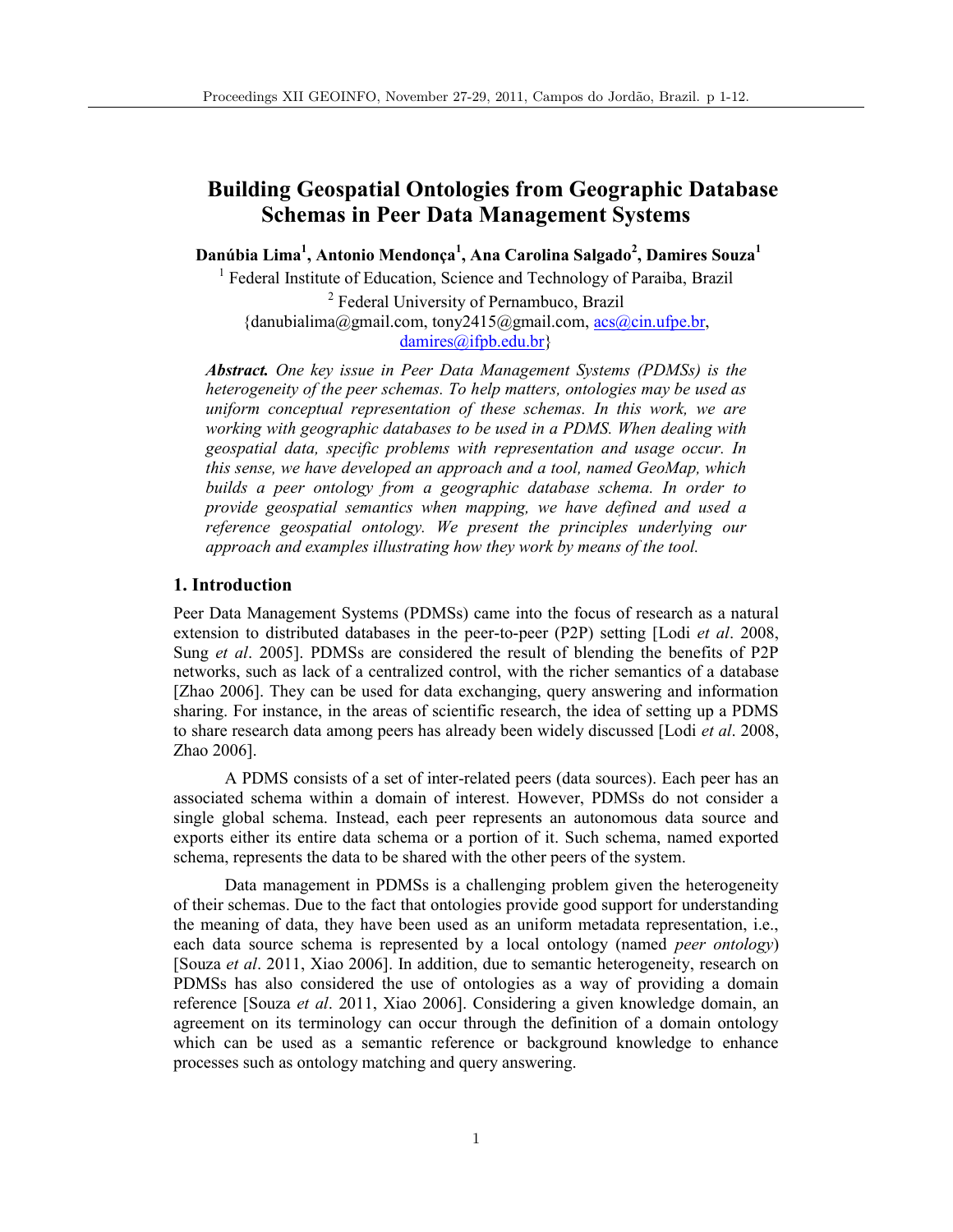# Building Geospatial Ontologies from Geographic Database Schemas in Peer Data Management Systems

**Danúbia Lima[1], Antonio Mendonça[1], Ana Carolina Salgado[2], Damires Souza[1]**

[1] Federal Institute of Education, Science and Technology of Paraiba, Brazil

[2] Federal University of Pernambuco, Brazil

{danubialima@gmail.com, tony2415@gmail.com, acs@cin.ufpe.br, damires@ifpb.edu.br}

***Abstract.*** *One key issue in Peer Data Management Systems (PDMSs) is the heterogeneity of the peer schemas. To help matters, ontologies may be used as uniform conceptual representation of these schemas. In this work, we are working with geographic databases to be used in a PDMS. When dealing with geospatial data, specific problems with representation and usage occur. In this sense, we have developed an approach and a tool, named GeoMap, which builds a peer ontology from a geographic database schema. In order to provide geospatial semantics when mapping, we have defined and used a reference geospatial ontology. We present the principles underlying our approach and examples illustrating how they work by means of the tool.*

## 1. Introduction

Peer Data Management Systems (PDMSs) came into the focus of research as a natural extension to distributed databases in the peer-to-peer (P2P) setting [Lodi *et al*. 2008, Sung *et al*. 2005]. PDMSs are considered the result of blending the benefits of P2P networks, such as lack of a centralized control, with the richer semantics of a database [Zhao 2006]. They can be used for data exchanging, query answering and information sharing. For instance, in the areas of scientific research, the idea of setting up a PDMS to share research data among peers has already been widely discussed [Lodi *et al*. 2008, Zhao 2006].

A PDMS consists of a set of inter-related peers (data sources). Each peer has an associated schema within a domain of interest. However, PDMSs do not consider a single global schema. Instead, each peer represents an autonomous data source and exports either its entire data schema or a portion of it. Such schema, named exported schema, represents the data to be shared with the other peers of the system.

Data management in PDMSs is a challenging problem given the heterogeneity of their schemas. Due to the fact that ontologies provide good support for understanding the meaning of data, they have been used as an uniform metadata representation, i.e., each data source schema is represented by a local ontology (named *peer ontology*) [Souza *et al*. 2011, Xiao 2006]. In addition, due to semantic heterogeneity, research on PDMSs has also considered the use of ontologies as a way of providing a domain reference [Souza *et al*. 2011, Xiao 2006]. Considering a given knowledge domain, an agreement on its terminology can occur through the definition of a domain ontology which can be used as a semantic reference or background knowledge to enhance processes such as ontology matching and query answering.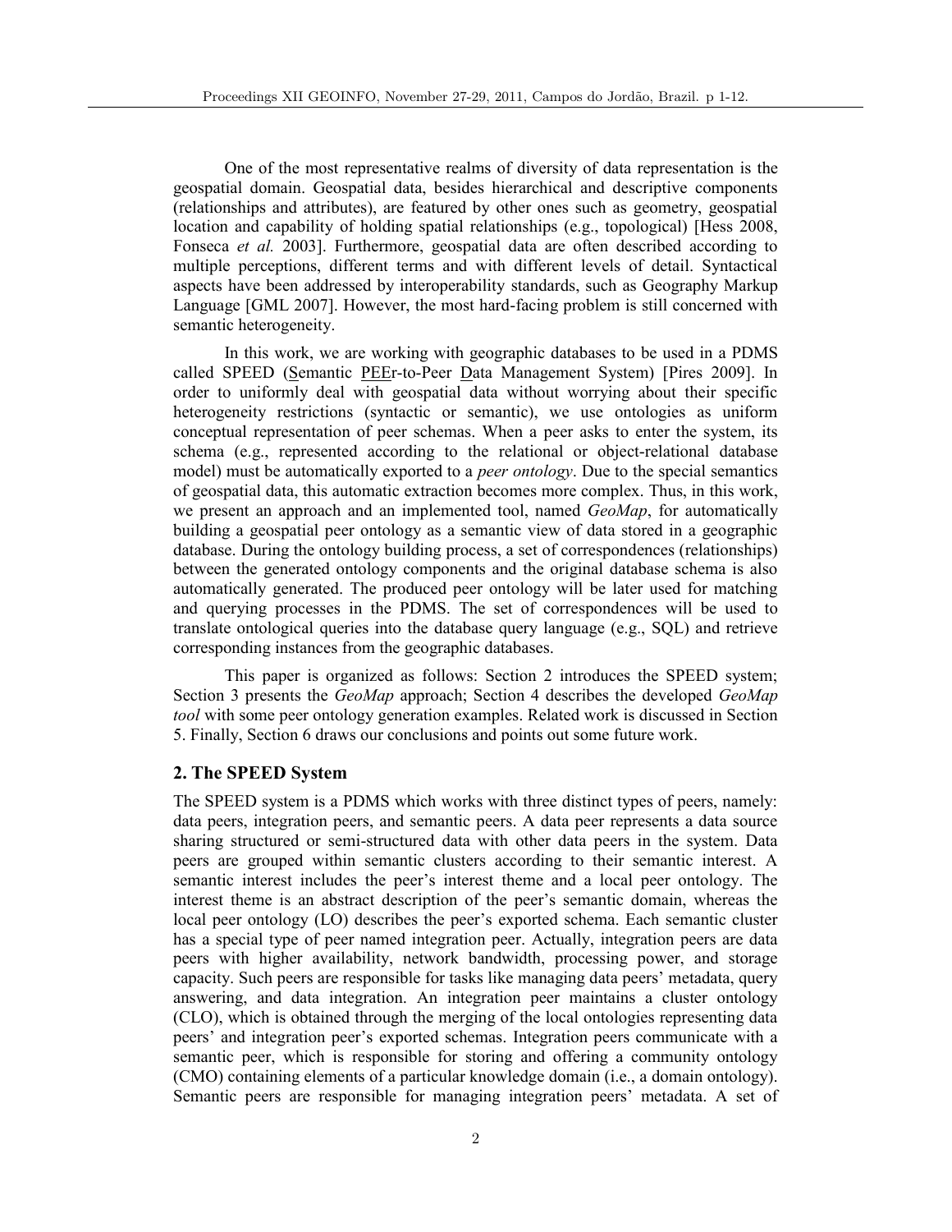One of the most representative realms of diversity of data representation is the geospatial domain. Geospatial data, besides hierarchical and descriptive components (relationships and attributes), are featured by other ones such as geometry, geospatial location and capability of holding spatial relationships (e.g., topological) [Hess 2008, Fonseca *et al.* 2003]. Furthermore, geospatial data are often described according to multiple perceptions, different terms and with different levels of detail. Syntactical aspects have been addressed by interoperability standards, such as Geography Markup Language [GML 2007]. However, the most hard-facing problem is still concerned with semantic heterogeneity.

In this work, we are working with geographic databases to be used in a PDMS called SPEED (Semantic PEEr-to-Peer Data Management System) [Pires 2009]. In order to uniformly deal with geospatial data without worrying about their specific heterogeneity restrictions (syntactic or semantic), we use ontologies as uniform conceptual representation of peer schemas. When a peer asks to enter the system, its schema (e.g., represented according to the relational or object-relational database model) must be automatically exported to a *peer ontology*. Due to the special semantics of geospatial data, this automatic extraction becomes more complex. Thus, in this work, we present an approach and an implemented tool, named *GeoMap*, for automatically building a geospatial peer ontology as a semantic view of data stored in a geographic database. During the ontology building process, a set of correspondences (relationships) between the generated ontology components and the original database schema is also automatically generated. The produced peer ontology will be later used for matching and querying processes in the PDMS. The set of correspondences will be used to translate ontological queries into the database query language (e.g., SQL) and retrieve corresponding instances from the geographic databases.

This paper is organized as follows: Section 2 introduces the SPEED system; Section 3 presents the *GeoMap* approach; Section 4 describes the developed *GeoMap tool* with some peer ontology generation examples. Related work is discussed in Section 5. Finally, Section 6 draws our conclusions and points out some future work.

## 2. The SPEED System

The SPEED system is a PDMS which works with three distinct types of peers, namely: data peers, integration peers, and semantic peers. A data peer represents a data source sharing structured or semi-structured data with other data peers in the system. Data peers are grouped within semantic clusters according to their semantic interest. A semantic interest includes the peer's interest theme and a local peer ontology. The interest theme is an abstract description of the peer's semantic domain, whereas the local peer ontology (LO) describes the peer's exported schema. Each semantic cluster has a special type of peer named integration peer. Actually, integration peers are data peers with higher availability, network bandwidth, processing power, and storage capacity. Such peers are responsible for tasks like managing data peers' metadata, query answering, and data integration. An integration peer maintains a cluster ontology (CLO), which is obtained through the merging of the local ontologies representing data peers' and integration peer's exported schemas. Integration peers communicate with a semantic peer, which is responsible for storing and offering a community ontology (CMO) containing elements of a particular knowledge domain (i.e., a domain ontology). Semantic peers are responsible for managing integration peers' metadata. A set of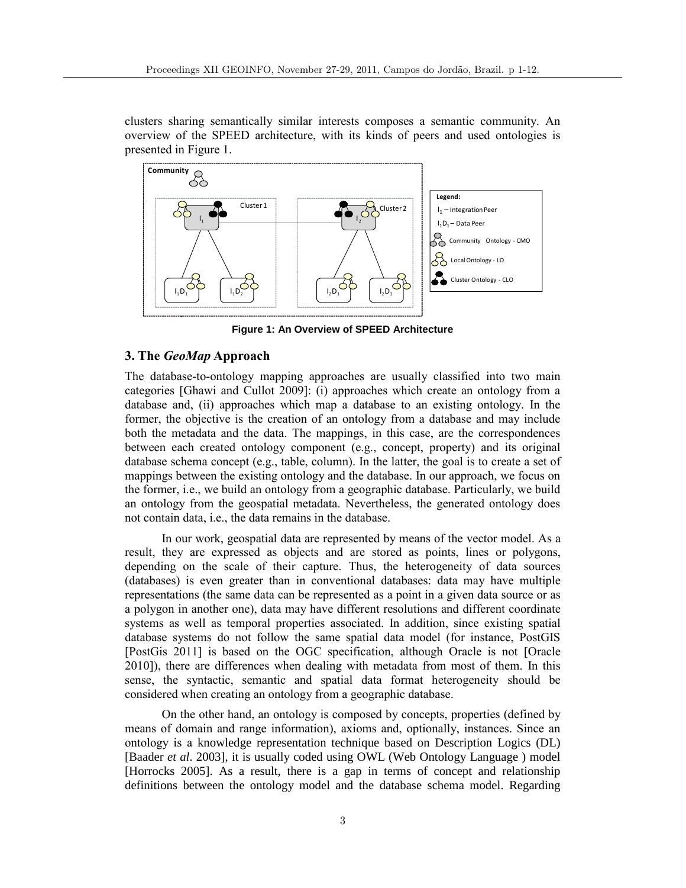clusters sharing semantically similar interests composes a semantic community. An overview of the SPEED architecture, with its kinds of peers and used ontologies is presented in Figure 1.

**Figure 1: An Overview of SPEED Architecture**

## 3. The *GeoMap* Approach

The database-to-ontology mapping approaches are usually classified into two main categories [Ghawi and Cullot 2009]: (i) approaches which create an ontology from a database and, (ii) approaches which map a database to an existing ontology. In the former, the objective is the creation of an ontology from a database and may include both the metadata and the data. The mappings, in this case, are the correspondences between each created ontology component (e.g., concept, property) and its original database schema concept (e.g., table, column). In the latter, the goal is to create a set of mappings between the existing ontology and the database. In our approach, we focus on the former, i.e., we build an ontology from a geographic database. Particularly, we build an ontology from the geospatial metadata. Nevertheless, the generated ontology does not contain data, i.e., the data remains in the database.

In our work, geospatial data are represented by means of the vector model. As a result, they are expressed as objects and are stored as points, lines or polygons, depending on the scale of their capture. Thus, the heterogeneity of data sources (databases) is even greater than in conventional databases: data may have multiple representations (the same data can be represented as a point in a given data source or as a polygon in another one), data may have different resolutions and different coordinate systems as well as temporal properties associated. In addition, since existing spatial database systems do not follow the same spatial data model (for instance, PostGIS [PostGis 2011] is based on the OGC specification, although Oracle is not [Oracle 2010]), there are differences when dealing with metadata from most of them. In this sense, the syntactic, semantic and spatial data format heterogeneity should be considered when creating an ontology from a geographic database.

On the other hand, an ontology is composed by concepts, properties (defined by means of domain and range information), axioms and, optionally, instances. Since an ontology is a knowledge representation technique based on Description Logics (DL) [Baader *et al*. 2003], it is usually coded using OWL (Web Ontology Language ) model [Horrocks 2005]. As a result, there is a gap in terms of concept and relationship definitions between the ontology model and the database schema model. Regarding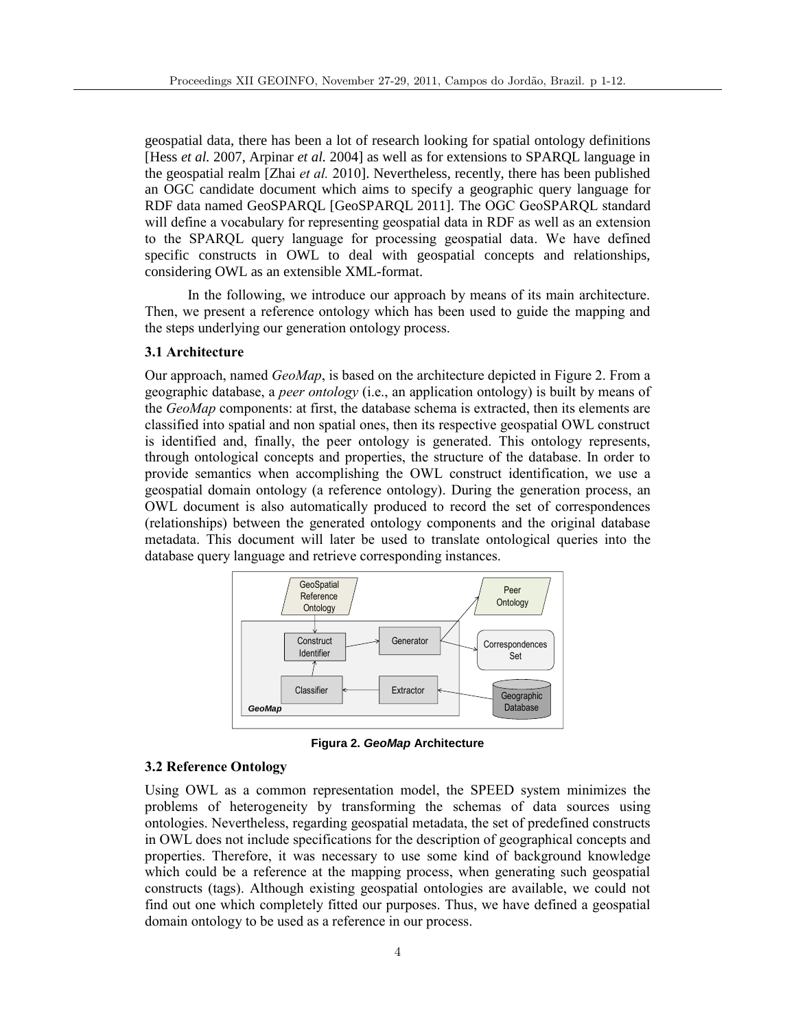geospatial data, there has been a lot of research looking for spatial ontology definitions [Hess *et al.* 2007, Arpinar *et al.* 2004] as well as for extensions to SPARQL language in the geospatial realm [Zhai *et al.* 2010]. Nevertheless, recently, there has been published an OGC candidate document which aims to specify a geographic query language for RDF data named GeoSPARQL [GeoSPARQL 2011]. The OGC GeoSPARQL standard will define a vocabulary for representing geospatial data in RDF as well as an extension to the SPARQL query language for processing geospatial data. We have defined specific constructs in OWL to deal with geospatial concepts and relationships, considering OWL as an extensible XML-format.

In the following, we introduce our approach by means of its main architecture. Then, we present a reference ontology which has been used to guide the mapping and the steps underlying our generation ontology process.

### 3.1 Architecture

Our approach, named *GeoMap*, is based on the architecture depicted in Figure 2. From a geographic database, a *peer ontology* (i.e., an application ontology) is built by means of the *GeoMap* components: at first, the database schema is extracted, then its elements are classified into spatial and non spatial ones, then its respective geospatial OWL construct is identified and, finally, the peer ontology is generated. This ontology represents, through ontological concepts and properties, the structure of the database. In order to provide semantics when accomplishing the OWL construct identification, we use a geospatial domain ontology (a reference ontology). During the generation process, an OWL document is also automatically produced to record the set of correspondences (relationships) between the generated ontology components and the original database metadata. This document will later be used to translate ontological queries into the database query language and retrieve corresponding instances.

GeoSpatial Reference Ontology | Peer Ontology | Construct Identifier | Generator | Correspondences Set | Classifier | Extractor | Geographic Database | *GeoMap*

**Figura 2. *GeoMap* Architecture**

### 3.2 Reference Ontology

Using OWL as a common representation model, the SPEED system minimizes the problems of heterogeneity by transforming the schemas of data sources using ontologies. Nevertheless, regarding geospatial metadata, the set of predefined constructs in OWL does not include specifications for the description of geographical concepts and properties. Therefore, it was necessary to use some kind of background knowledge which could be a reference at the mapping process, when generating such geospatial constructs (tags). Although existing geospatial ontologies are available, we could not find out one which completely fitted our purposes. Thus, we have defined a geospatial domain ontology to be used as a reference in our process.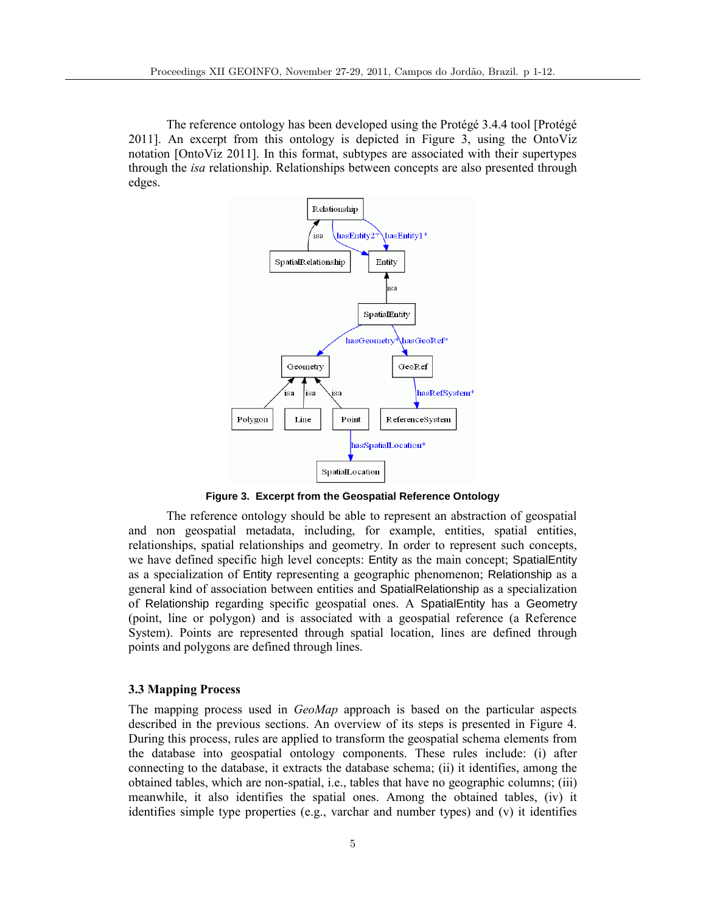The reference ontology has been developed using the Protégé 3.4.4 tool [Protégé 2011]. An excerpt from this ontology is depicted in Figure 3, using the OntoViz notation [OntoViz 2011]. In this format, subtypes are associated with their supertypes through the *isa* relationship. Relationships between concepts are also presented through edges.

**Figure 3. Excerpt from the Geospatial Reference Ontology**

The reference ontology should be able to represent an abstraction of geospatial and non geospatial metadata, including, for example, entities, spatial entities, relationships, spatial relationships and geometry. In order to represent such concepts, we have defined specific high level concepts: Entity as the main concept; SpatialEntity as a specialization of Entity representing a geographic phenomenon; Relationship as a general kind of association between entities and SpatialRelationship as a specialization of Relationship regarding specific geospatial ones. A SpatialEntity has a Geometry (point, line or polygon) and is associated with a geospatial reference (a Reference System). Points are represented through spatial location, lines are defined through points and polygons are defined through lines.

### 3.3 Mapping Process

The mapping process used in *GeoMap* approach is based on the particular aspects described in the previous sections. An overview of its steps is presented in Figure 4. During this process, rules are applied to transform the geospatial schema elements from the database into geospatial ontology components. These rules include: (i) after connecting to the database, it extracts the database schema; (ii) it identifies, among the obtained tables, which are non-spatial, i.e., tables that have no geographic columns; (iii) meanwhile, it also identifies the spatial ones. Among the obtained tables, (iv) it identifies simple type properties (e.g., varchar and number types) and (v) it identifies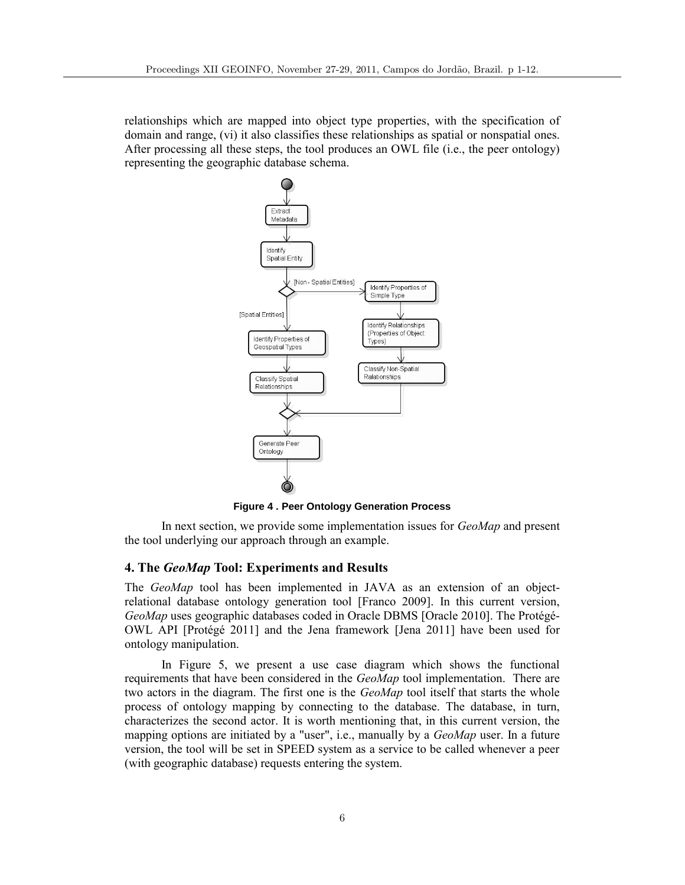relationships which are mapped into object type properties, with the specification of domain and range, (vi) it also classifies these relationships as spatial or nonspatial ones. After processing all these steps, the tool produces an OWL file (i.e., the peer ontology) representing the geographic database schema.

**Figure 4 . Peer Ontology Generation Process**

In next section, we provide some implementation issues for *GeoMap* and present the tool underlying our approach through an example.

## 4. The *GeoMap* Tool: Experiments and Results

The *GeoMap* tool has been implemented in JAVA as an extension of an object-relational database ontology generation tool [Franco 2009]. In this current version, *GeoMap* uses geographic databases coded in Oracle DBMS [Oracle 2010]. The Protégé-OWL API [Protégé 2011] and the Jena framework [Jena 2011] have been used for ontology manipulation.

In Figure 5, we present a use case diagram which shows the functional requirements that have been considered in the *GeoMap* tool implementation. There are two actors in the diagram. The first one is the *GeoMap* tool itself that starts the whole process of ontology mapping by connecting to the database. The database, in turn, characterizes the second actor. It is worth mentioning that, in this current version, the mapping options are initiated by a "user", i.e., manually by a *GeoMap* user. In a future version, the tool will be set in SPEED system as a service to be called whenever a peer (with geographic database) requests entering the system.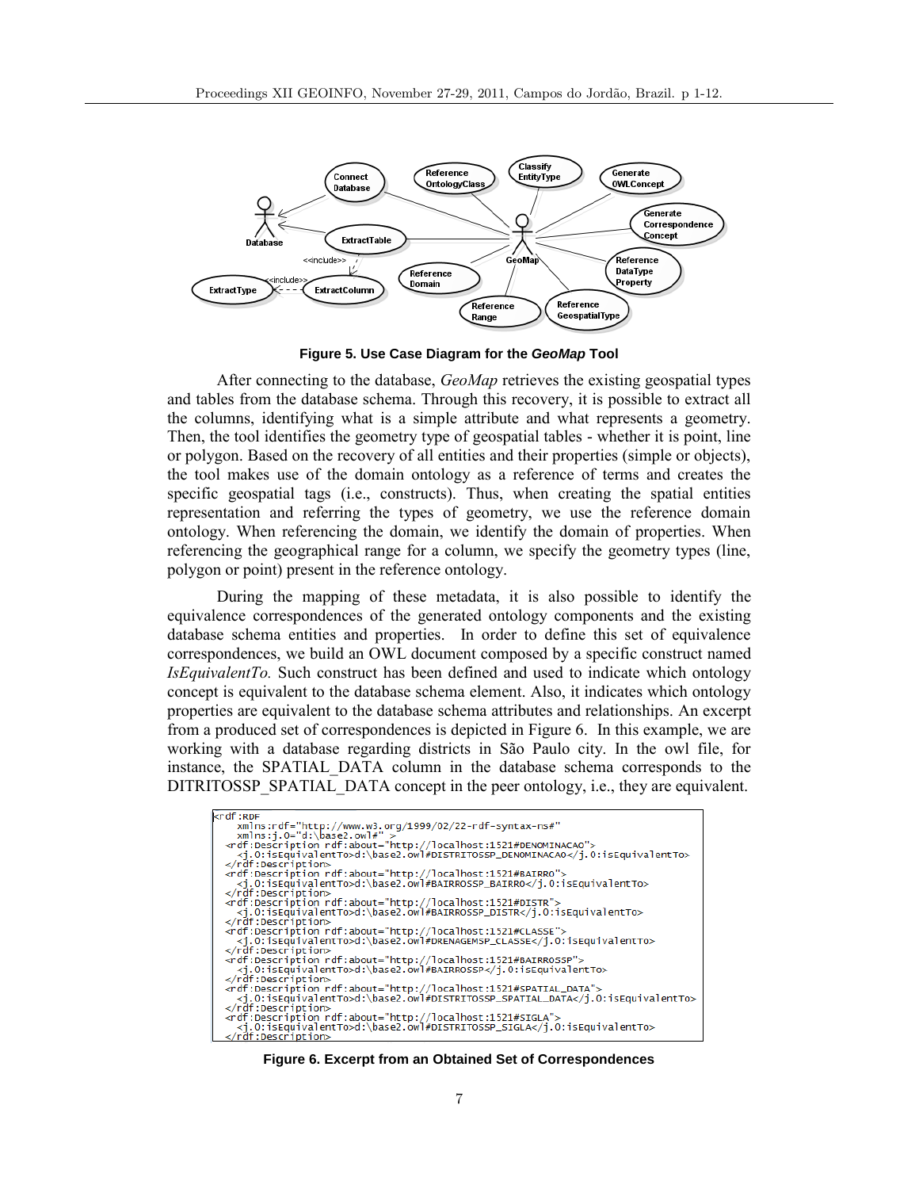Figure 5. Use Case Diagram for the *GeoMap* Tool

After connecting to the database, *GeoMap* retrieves the existing geospatial types and tables from the database schema. Through this recovery, it is possible to extract all the columns, identifying what is a simple attribute and what represents a geometry. Then, the tool identifies the geometry type of geospatial tables - whether it is point, line or polygon. Based on the recovery of all entities and their properties (simple or objects), the tool makes use of the domain ontology as a reference of terms and creates the specific geospatial tags (i.e., constructs). Thus, when creating the spatial entities representation and referring the types of geometry, we use the reference domain ontology. When referencing the domain, we identify the domain of properties. When referencing the geographical range for a column, we specify the geometry types (line, polygon or point) present in the reference ontology.

During the mapping of these metadata, it is also possible to identify the equivalence correspondences of the generated ontology components and the existing database schema entities and properties. In order to define this set of equivalence correspondences, we build an OWL document composed by a specific construct named *IsEquivalentTo.* Such construct has been defined and used to indicate which ontology concept is equivalent to the database schema element. Also, it indicates which ontology properties are equivalent to the database schema attributes and relationships. An excerpt from a produced set of correspondences is depicted in Figure 6. In this example, we are working with a database regarding districts in São Paulo city. In the owl file, for instance, the SPATIAL_DATA column in the database schema corresponds to the DITRITOSSP_SPATIAL_DATA concept in the peer ontology, i.e., they are equivalent.

```
<rdf:RDF
    xmlns:rdf="http://www.w3.org/1999/02/22-rdf-syntax-ns#"
    xmlns:j.0="d:\base2.owl#" >
  <rdf:Description rdf:about="http://localhost:1521#DENOMINACAO">
    <j.0:isEquivalentTo>d:\base2.owl#DISTRITOSSP_DENOMINACAO</j.0:isEquivalentTo>
  </rdf:Description>
  <rdf:Description rdf:about="http://localhost:1521#BAIRRO">
    <j.0:isEquivalentTo>d:\base2.owl#BAIRROSSP_BAIRRO</j.0:isEquivalentTo>
  </rdf:Description>
  <rdf:Description rdf:about="http://localhost:1521#DISTR">
    <j.0:isEquivalentTo>d:\base2.owl#BAIRROSSP_DISTR</j.0:isEquivalentTo>
  </rdf:Description>
  <rdf:Description rdf:about="http://localhost:1521#CLASSE">
    <j.0:isEquivalentTo>d:\base2.owl#DRENAGEMSP_CLASSE</j.0:isEquivalentTo>
  </rdf:Description>
  <rdf:Description rdf:about="http://localhost:1521#BAIRROSSP">
    <j.0:isEquivalentTo>d:\base2.owl#BAIRROSSP</j.0:isEquivalentTo>
  </rdf:Description>
  <rdf:Description rdf:about="http://localhost:1521#SPATIAL_DATA">
    <j.0:isEquivalentTo>d:\base2.owl#DISTRITOSSP_SPATIAL_DATA</j.0:isEquivalentTo>
  </rdf:Description>
  <rdf:Description rdf:about="http://localhost:1521#SIGLA">
    <j.0:isEquivalentTo>d:\base2.owl#DISTRITOSSP_SIGLA</j.0:isEquivalentTo>
  </rdf:Description>
```

Figure 6. Excerpt from an Obtained Set of Correspondences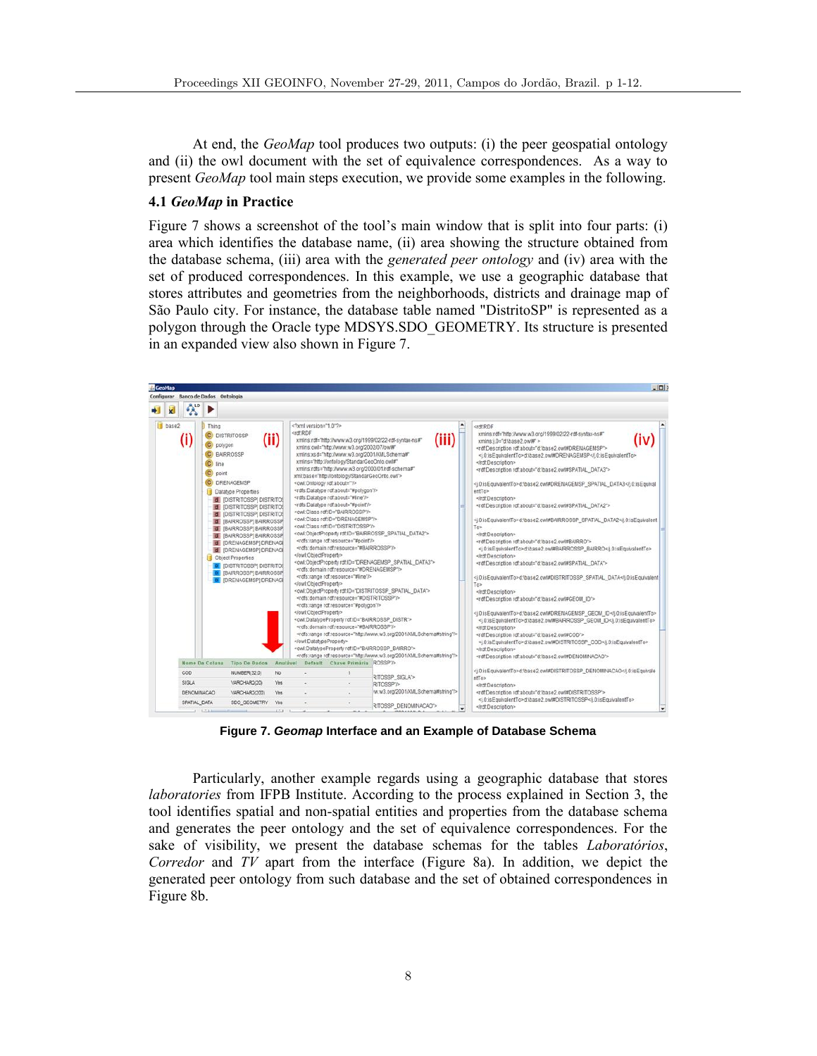At end, the *GeoMap* tool produces two outputs: (i) the peer geospatial ontology and (ii) the owl document with the set of equivalence correspondences. As a way to present *GeoMap* tool main steps execution, we provide some examples in the following.

### 4.1 *GeoMap* in Practice

Figure 7 shows a screenshot of the tool's main window that is split into four parts: (i) area which identifies the database name, (ii) area showing the structure obtained from the database schema, (iii) area with the *generated peer ontology* and (iv) area with the set of produced correspondences. In this example, we use a geographic database that stores attributes and geometries from the neighborhoods, districts and drainage map of São Paulo city. For instance, the database table named "DistritoSP" is represented as a polygon through the Oracle type MDSYS.SDO_GEOMETRY. Its structure is presented in an expanded view also shown in Figure 7.

**Figure 7. *Geomap* Interface and an Example of Database Schema**

Particularly, another example regards using a geographic database that stores *laboratories* from IFPB Institute. According to the process explained in Section 3, the tool identifies spatial and non-spatial entities and properties from the database schema and generates the peer ontology and the set of equivalence correspondences. For the sake of visibility, we present the database schemas for the tables *Laboratórios*, *Corredor* and *TV* apart from the interface (Figure 8a). In addition, we depict the generated peer ontology from such database and the set of obtained correspondences in Figure 8b.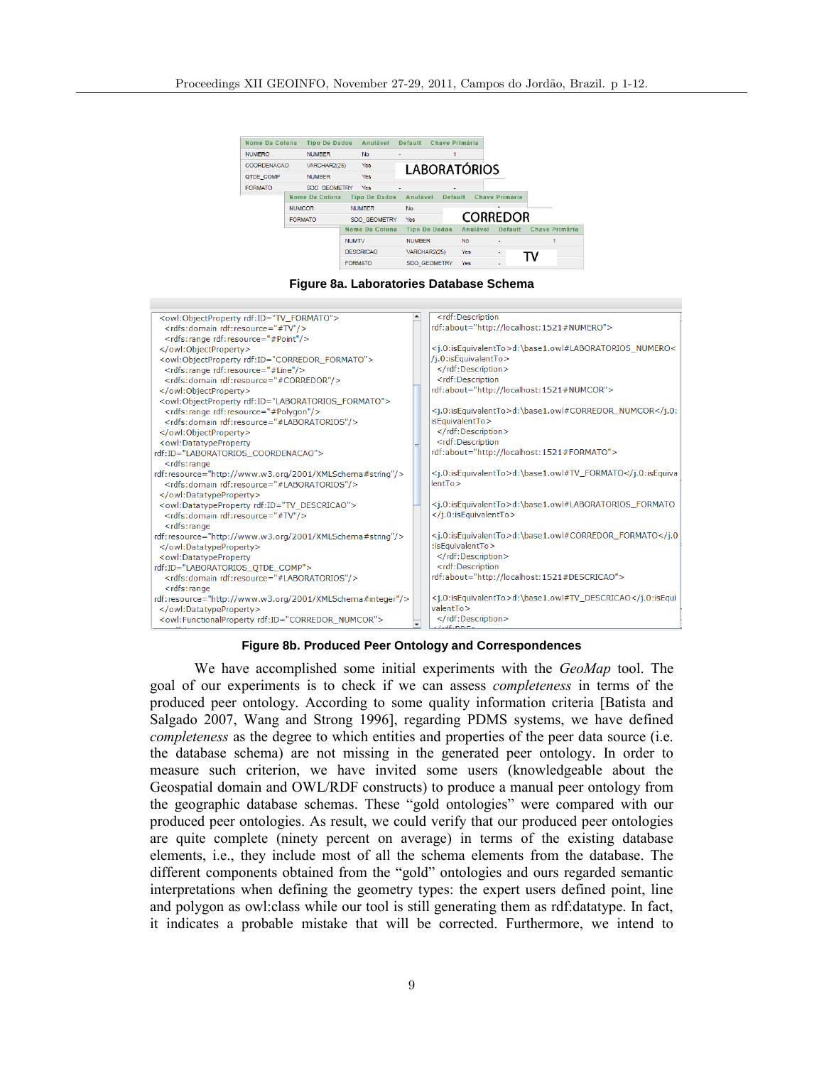| Nome Da Coluna | Tipo De Dados | Anulável | Default | Chave Primária |
| --- | --- | --- | --- | --- |
| NUMERO | NUMBER | No | - | 1 |
| COORDENACAO | VARCHAR2(25) | Yes | | |
| QTDE_COMP | NUMBER | Yes | | |
| FORMATO | SDO_GEOMETRY | Yes | - | - |

LABORATÓRIOS

| Nome Da Coluna | Tipo De Dados | Anulável | Default | Chave Primária |
| --- | --- | --- | --- | --- |
| NUMCOR | NUMBER | No | | |
| FORMATO | SDO_GEOMETRY | Yes | | |

CORREDOR

| Nome Da Coluna | Tipo De Dados | Anulável | Default | Chave Primária |
| --- | --- | --- | --- | --- |
| NUMTV | NUMBER | No | - | 1 |
| DESCRICAO | VARCHAR2(25) | Yes | - | |
| FORMATO | SDO_GEOMETRY | Yes | - | |

TV

**Figure 8a. Laboratories Database Schema**

```
<owl:ObjectProperty rdf:ID="TV_FORMATO">
  <rdfs:domain rdf:resource="#TV"/>
  <rdfs:range rdf:resource="#Point"/>
</owl:ObjectProperty>
<owl:ObjectProperty rdf:ID="CORREDOR_FORMATO">
  <rdfs:range rdf:resource="#Line"/>
  <rdfs:domain rdf:resource="#CORREDOR"/>
</owl:ObjectProperty>
<owl:ObjectProperty rdf:ID="LABORATORIOS_FORMATO">
  <rdfs:range rdf:resource="#Polygon"/>
  <rdfs:domain rdf:resource="#LABORATORIOS"/>
</owl:ObjectProperty>
<owl:DatatypeProperty
rdf:ID="LABORATORIOS_COORDENACAO">
  <rdfs:range
rdf:resource="http://www.w3.org/2001/XMLSchema#string"/>
  <rdfs:domain rdf:resource="#LABORATORIOS"/>
</owl:DatatypeProperty>
<owl:DatatypeProperty rdf:ID="TV_DESCRICAO">
  <rdfs:domain rdf:resource="#TV"/>
  <rdfs:range
rdf:resource="http://www.w3.org/2001/XMLSchema#string"/>
</owl:DatatypeProperty>
<owl:DatatypeProperty
rdf:ID="LABORATORIOS_QTDE_COMP">
  <rdfs:domain rdf:resource="#LABORATORIOS"/>
  <rdfs:range
rdf:resource="http://www.w3.org/2001/XMLSchema#integer"/>
</owl:DatatypeProperty>
<owl:FunctionalProperty rdf:ID="CORREDOR_NUMCOR">
```

```
<rdf:Description
rdf:about="http://localhost:1521#NUMERO">

<j.0:isEquivalentTo>d:\base1.owl#LABORATORIOS_NUMERO</j.0:isEquivalentTo>
  </rdf:Description>
  <rdf:Description
rdf:about="http://localhost:1521#NUMCOR">

<j.0:isEquivalentTo>d:\base1.owl#CORREDOR_NUMCOR</j.0:isEquivalentTo>
  </rdf:Description>
  <rdf:Description
rdf:about="http://localhost:1521#FORMATO">

<j.0:isEquivalentTo>d:\base1.owl#TV_FORMATO</j.0:isEquivalentTo>

<j.0:isEquivalentTo>d:\base1.owl#LABORATORIOS_FORMATO</j.0:isEquivalentTo>

<j.0:isEquivalentTo>d:\base1.owl#CORREDOR_FORMATO</j.0:isEquivalentTo>
  </rdf:Description>
  <rdf:Description
rdf:about="http://localhost:1521#DESCRICAO">

<j.0:isEquivalentTo>d:\base1.owl#TV_DESCRICAO</j.0:isEquivalentTo>
  </rdf:Description>
```

**Figure 8b. Produced Peer Ontology and Correspondences**

We have accomplished some initial experiments with the *GeoMap* tool. The goal of our experiments is to check if we can assess *completeness* in terms of the produced peer ontology. According to some quality information criteria [Batista and Salgado 2007, Wang and Strong 1996], regarding PDMS systems, we have defined *completeness* as the degree to which entities and properties of the peer data source (i.e. the database schema) are not missing in the generated peer ontology. In order to measure such criterion, we have invited some users (knowledgeable about the Geospatial domain and OWL/RDF constructs) to produce a manual peer ontology from the geographic database schemas. These "gold ontologies" were compared with our produced peer ontologies. As result, we could verify that our produced peer ontologies are quite complete (ninety percent on average) in terms of the existing database elements, i.e., they include most of all the schema elements from the database. The different components obtained from the "gold" ontologies and ours regarded semantic interpretations when defining the geometry types: the expert users defined point, line and polygon as owl:class while our tool is still generating them as rdf:datatype. In fact, it indicates a probable mistake that will be corrected. Furthermore, we intend to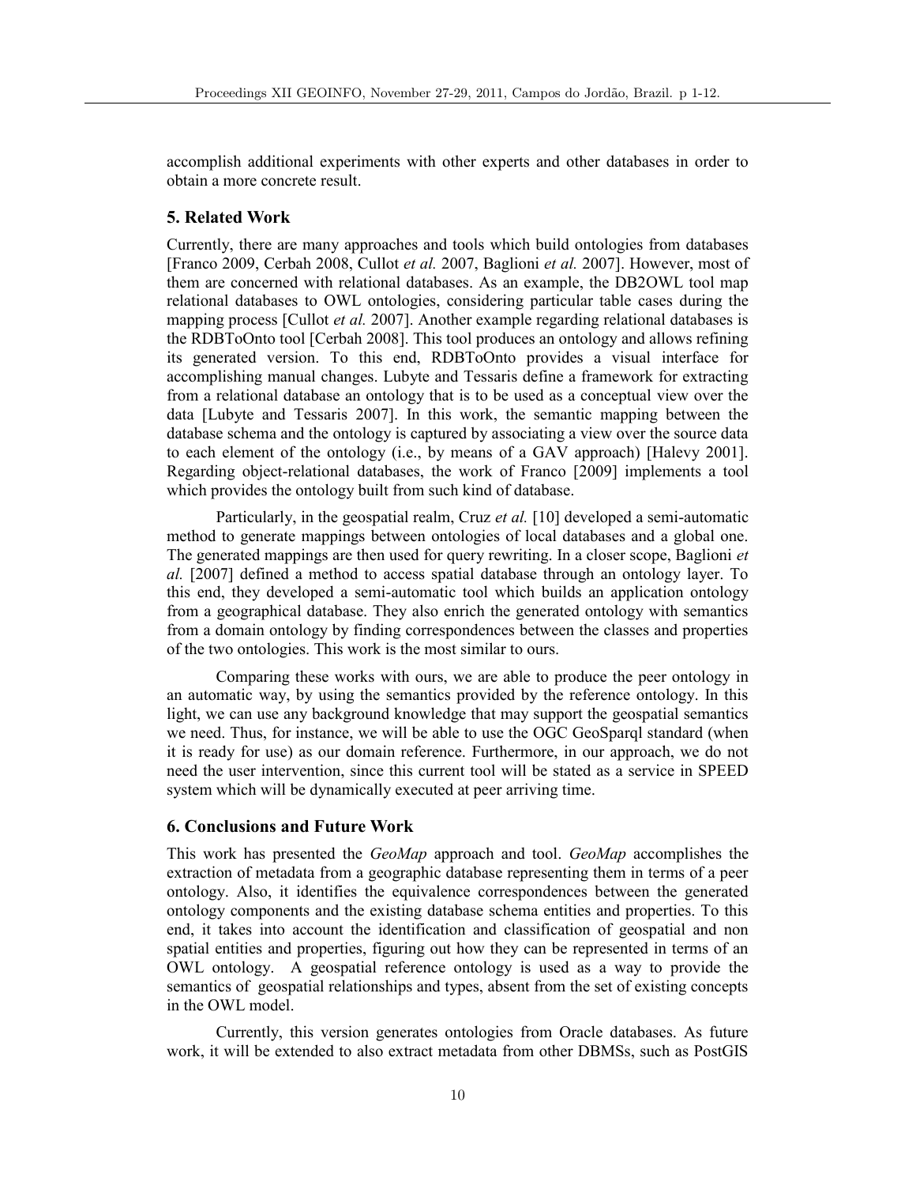accomplish additional experiments with other experts and other databases in order to obtain a more concrete result.

## 5. Related Work

Currently, there are many approaches and tools which build ontologies from databases [Franco 2009, Cerbah 2008, Cullot *et al.* 2007, Baglioni *et al.* 2007]. However, most of them are concerned with relational databases. As an example, the DB2OWL tool map relational databases to OWL ontologies, considering particular table cases during the mapping process [Cullot *et al.* 2007]. Another example regarding relational databases is the RDBToOnto tool [Cerbah 2008]. This tool produces an ontology and allows refining its generated version. To this end, RDBToOnto provides a visual interface for accomplishing manual changes. Lubyte and Tessaris define a framework for extracting from a relational database an ontology that is to be used as a conceptual view over the data [Lubyte and Tessaris 2007]. In this work, the semantic mapping between the database schema and the ontology is captured by associating a view over the source data to each element of the ontology (i.e., by means of a GAV approach) [Halevy 2001]. Regarding object-relational databases, the work of Franco [2009] implements a tool which provides the ontology built from such kind of database.

Particularly, in the geospatial realm, Cruz *et al.* [10] developed a semi-automatic method to generate mappings between ontologies of local databases and a global one. The generated mappings are then used for query rewriting. In a closer scope, Baglioni *et al.* [2007] defined a method to access spatial database through an ontology layer. To this end, they developed a semi-automatic tool which builds an application ontology from a geographical database. They also enrich the generated ontology with semantics from a domain ontology by finding correspondences between the classes and properties of the two ontologies. This work is the most similar to ours.

Comparing these works with ours, we are able to produce the peer ontology in an automatic way, by using the semantics provided by the reference ontology. In this light, we can use any background knowledge that may support the geospatial semantics we need. Thus, for instance, we will be able to use the OGC GeoSparql standard (when it is ready for use) as our domain reference. Furthermore, in our approach, we do not need the user intervention, since this current tool will be stated as a service in SPEED system which will be dynamically executed at peer arriving time.

## 6. Conclusions and Future Work

This work has presented the *GeoMap* approach and tool. *GeoMap* accomplishes the extraction of metadata from a geographic database representing them in terms of a peer ontology. Also, it identifies the equivalence correspondences between the generated ontology components and the existing database schema entities and properties. To this end, it takes into account the identification and classification of geospatial and non spatial entities and properties, figuring out how they can be represented in terms of an OWL ontology. A geospatial reference ontology is used as a way to provide the semantics of geospatial relationships and types, absent from the set of existing concepts in the OWL model.

Currently, this version generates ontologies from Oracle databases. As future work, it will be extended to also extract metadata from other DBMSs, such as PostGIS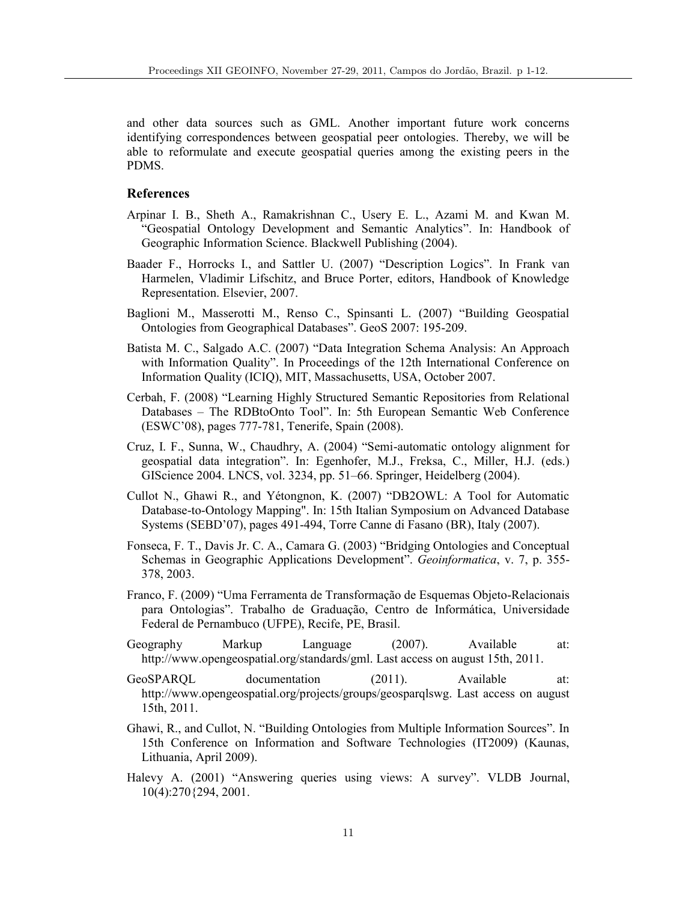and other data sources such as GML. Another important future work concerns identifying correspondences between geospatial peer ontologies. Thereby, we will be able to reformulate and execute geospatial queries among the existing peers in the PDMS.

## References

Arpinar I. B., Sheth A., Ramakrishnan C., Usery E. L., Azami M. and Kwan M. "Geospatial Ontology Development and Semantic Analytics". In: Handbook of Geographic Information Science. Blackwell Publishing (2004).

Baader F., Horrocks I., and Sattler U. (2007) "Description Logics". In Frank van Harmelen, Vladimir Lifschitz, and Bruce Porter, editors, Handbook of Knowledge Representation. Elsevier, 2007.

Baglioni M., Masserotti M., Renso C., Spinsanti L. (2007) "Building Geospatial Ontologies from Geographical Databases". GeoS 2007: 195-209.

Batista M. C., Salgado A.C. (2007) "Data Integration Schema Analysis: An Approach with Information Quality". In Proceedings of the 12th International Conference on Information Quality (ICIQ), MIT, Massachusetts, USA, October 2007.

Cerbah, F. (2008) "Learning Highly Structured Semantic Repositories from Relational Databases – The RDBtoOnto Tool". In: 5th European Semantic Web Conference (ESWC'08), pages 777-781, Tenerife, Spain (2008).

Cruz, I. F., Sunna, W., Chaudhry, A. (2004) "Semi-automatic ontology alignment for geospatial data integration". In: Egenhofer, M.J., Freksa, C., Miller, H.J. (eds.) GIScience 2004. LNCS, vol. 3234, pp. 51–66. Springer, Heidelberg (2004).

Cullot N., Ghawi R., and Yétongnon, K. (2007) "DB2OWL: A Tool for Automatic Database-to-Ontology Mapping". In: 15th Italian Symposium on Advanced Database Systems (SEBD'07), pages 491-494, Torre Canne di Fasano (BR), Italy (2007).

Fonseca, F. T., Davis Jr. C. A., Camara G. (2003) "Bridging Ontologies and Conceptual Schemas in Geographic Applications Development". *Geoinformatica*, v. 7, p. 355-378, 2003.

Franco, F. (2009) "Uma Ferramenta de Transformação de Esquemas Objeto-Relacionais para Ontologias". Trabalho de Graduação, Centro de Informática, Universidade Federal de Pernambuco (UFPE), Recife, PE, Brasil.

Geography Markup Language (2007). Available at: http://www.opengeospatial.org/standards/gml. Last access on august 15th, 2011.

GeoSPARQL documentation (2011). Available at: http://www.opengeospatial.org/projects/groups/geosparqlswg. Last access on august 15th, 2011.

Ghawi, R., and Cullot, N. "Building Ontologies from Multiple Information Sources". In 15th Conference on Information and Software Technologies (IT2009) (Kaunas, Lithuania, April 2009).

Halevy A. (2001) "Answering queries using views: A survey". VLDB Journal, 10(4):270{294, 2001.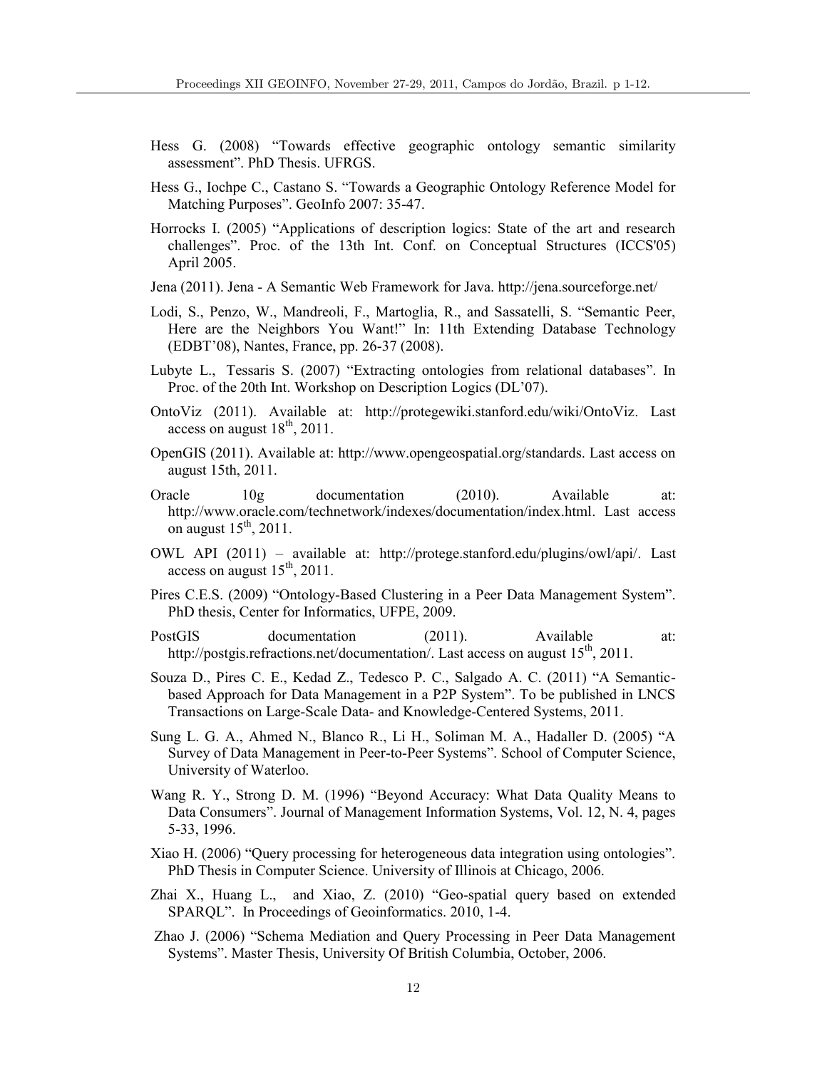Hess G. (2008) "Towards effective geographic ontology semantic similarity assessment". PhD Thesis. UFRGS.

Hess G., Iochpe C., Castano S. "Towards a Geographic Ontology Reference Model for Matching Purposes". GeoInfo 2007: 35-47.

Horrocks I. (2005) "Applications of description logics: State of the art and research challenges". Proc. of the 13th Int. Conf. on Conceptual Structures (ICCS'05) April 2005.

Jena (2011). Jena - A Semantic Web Framework for Java. http://jena.sourceforge.net/

Lodi, S., Penzo, W., Mandreoli, F., Martoglia, R., and Sassatelli, S. "Semantic Peer, Here are the Neighbors You Want!" In: 11th Extending Database Technology (EDBT'08), Nantes, France, pp. 26-37 (2008).

Lubyte L., Tessaris S. (2007) "Extracting ontologies from relational databases". In Proc. of the 20th Int. Workshop on Description Logics (DL'07).

OntoViz (2011). Available at: http://protegewiki.stanford.edu/wiki/OntoViz. Last access on august 18th, 2011.

OpenGIS (2011). Available at: http://www.opengeospatial.org/standards. Last access on august 15th, 2011.

Oracle 10g documentation (2010). Available at: http://www.oracle.com/technetwork/indexes/documentation/index.html. Last access on august 15th, 2011.

OWL API (2011) – available at: http://protege.stanford.edu/plugins/owl/api/. Last access on august 15th, 2011.

Pires C.E.S. (2009) "Ontology-Based Clustering in a Peer Data Management System". PhD thesis, Center for Informatics, UFPE, 2009.

PostGIS documentation (2011). Available at: http://postgis.refractions.net/documentation/. Last access on august 15th, 2011.

Souza D., Pires C. E., Kedad Z., Tedesco P. C., Salgado A. C. (2011) "A Semantic-based Approach for Data Management in a P2P System". To be published in LNCS Transactions on Large-Scale Data- and Knowledge-Centered Systems, 2011.

Sung L. G. A., Ahmed N., Blanco R., Li H., Soliman M. A., Hadaller D. (2005) "A Survey of Data Management in Peer-to-Peer Systems". School of Computer Science, University of Waterloo.

Wang R. Y., Strong D. M. (1996) "Beyond Accuracy: What Data Quality Means to Data Consumers". Journal of Management Information Systems, Vol. 12, N. 4, pages 5-33, 1996.

Xiao H. (2006) "Query processing for heterogeneous data integration using ontologies". PhD Thesis in Computer Science. University of Illinois at Chicago, 2006.

Zhai X., Huang L., and Xiao, Z. (2010) "Geo-spatial query based on extended SPARQL". In Proceedings of Geoinformatics. 2010, 1-4.

Zhao J. (2006) "Schema Mediation and Query Processing in Peer Data Management Systems". Master Thesis, University Of British Columbia, October, 2006.